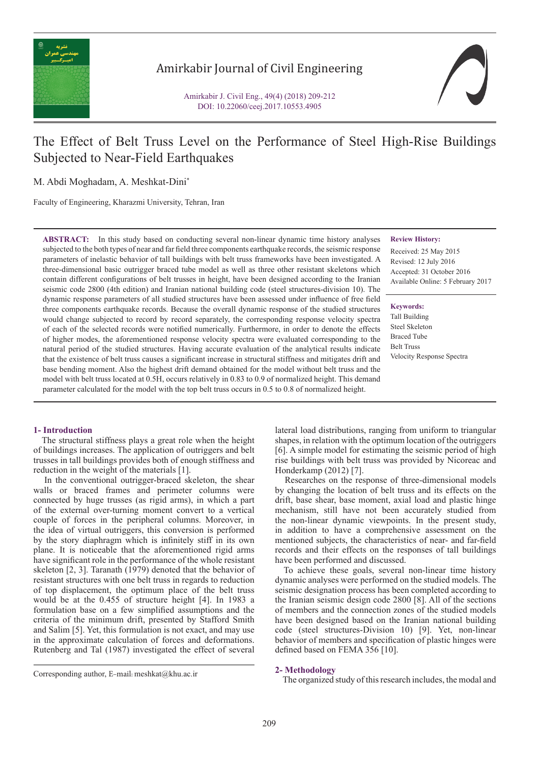# The Effect of Belt Truss Level on the Performance of Steel High-Rise Buildings Subjected to Near-Field Earthquakes

M. Abdi Moghadam, A. Meshkat-Dini*

Faculty of Engineering, Kharazmi University, Tehran, Iran

**ABSTRACT:** In this study based on conducting several non-linear dynamic time history analyses subjected to the both types of near and far field three components earthquake records, the seismic response parameters of inelastic behavior of tall buildings with belt truss frameworks have been investigated. A three-dimensional basic outrigger braced tube model as well as three other resistant skeletons which contain different configurations of belt trusses in height, have been designed according to the Iranian seismic code 2800 (4th edition) and Iranian national building code (steel structures-division 10). The dynamic response parameters of all studied structures have been assessed under influence of free field three components earthquake records. Because the overall dynamic response of the studied structures would change subjected to record by record separately, the corresponding response velocity spectra of each of the selected records were notified numerically. Furthermore, in order to denote the effects of higher modes, the aforementioned response velocity spectra were evaluated corresponding to the natural period of the studied structures. Having accurate evaluation of the analytical results indicate that the existence of belt truss causes a significant increase in structural stiffness and mitigates drift and base bending moment. Also the highest drift demand obtained for the model without belt truss and the model with belt truss located at 0.5H, occurs relatively in 0.83 to 0.9 of normalized height. This demand parameter calculated for the model with the top belt truss occurs in 0.5 to 0.8 of normalized height.

**Review History:**

Received: 25 May 2015
Revised: 12 July 2016
Accepted: 31 October 2016
Available Online: 5 February 2017

**Keywords:**

Tall Building
Steel Skeleton
Braced Tube
Belt Truss
Velocity Response Spectra

## 1- Introduction

The structural stiffness plays a great role when the height of buildings increases. The application of outriggers and belt trusses in tall buildings provides both of enough stiffness and reduction in the weight of the materials [1].

In the conventional outrigger-braced skeleton, the shear walls or braced frames and perimeter columns were connected by huge trusses (as rigid arms), in which a part of the external over-turning moment convert to a vertical couple of forces in the peripheral columns. Moreover, in the idea of virtual outriggers, this conversion is performed by the story diaphragm which is infinitely stiff in its own plane. It is noticeable that the aforementioned rigid arms have significant role in the performance of the whole resistant skeleton [2, 3]. Taranath (1979) denoted that the behavior of resistant structures with one belt truss in regards to reduction of top displacement, the optimum place of the belt truss would be at the 0.455 of structure height [4]. In 1983 a formulation base on a few simplified assumptions and the criteria of the minimum drift, presented by Stafford Smith and Salim [5]. Yet, this formulation is not exact, and may use in the approximate calculation of forces and deformations. Rutenberg and Tal (1987) investigated the effect of several lateral load distributions, ranging from uniform to triangular shapes, in relation with the optimum location of the outriggers [6]. A simple model for estimating the seismic period of high rise buildings with belt truss was provided by Nicoreac and Honderkamp (2012) [7].

Researches on the response of three-dimensional models by changing the location of belt truss and its effects on the drift, base shear, base moment, axial load and plastic hinge mechanism, still have not been accurately studied from the non-linear dynamic viewpoints. In the present study, in addition to have a comprehensive assessment on the mentioned subjects, the characteristics of near- and far-field records and their effects on the responses of tall buildings have been performed and discussed.

To achieve these goals, several non-linear time history dynamic analyses were performed on the studied models. The seismic designation process has been completed according to the Iranian seismic design code 2800 [8]. All of the sections of members and the connection zones of the studied models have been designed based on the Iranian national building code (steel structures-Division 10) [9]. Yet, non-linear behavior of members and specification of plastic hinges were defined based on FEMA 356 [10].

Corresponding author, E-mail: meshkat@khu.ac.ir

## 2- Methodology

The organized study of this research includes, the modal and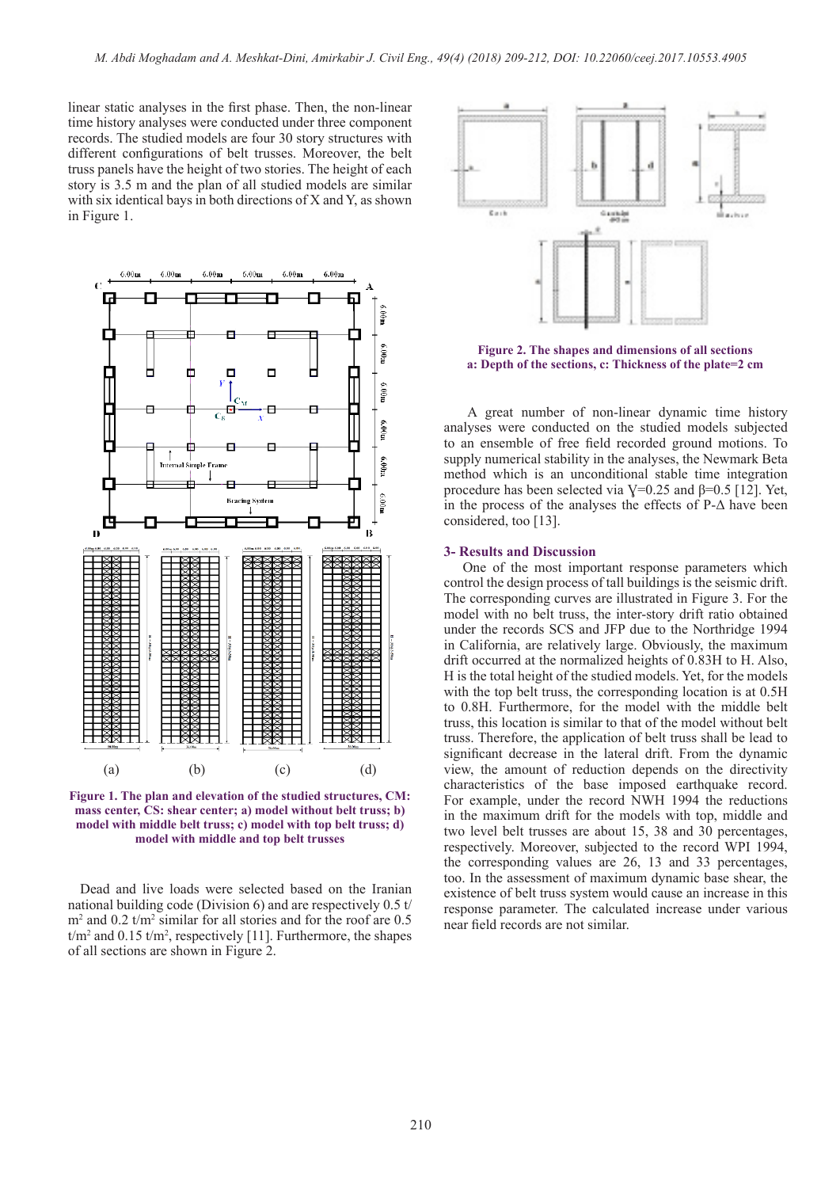linear static analyses in the first phase. Then, the non-linear time history analyses were conducted under three component records. The studied models are four 30 story structures with different configurations of belt trusses. Moreover, the belt truss panels have the height of two stories. The height of each story is 3.5 m and the plan of all studied models are similar with six identical bays in both directions of X and Y, as shown in Figure 1.

**Figure 1. The plan and elevation of the studied structures, CM: mass center, CS: shear center; a) model without belt truss; b) model with middle belt truss; c) model with top belt truss; d) model with middle and top belt trusses**

Dead and live loads were selected based on the Iranian national building code (Division 6) and are respectively 0.5 t/m$^2$ and 0.2 t/m$^2$ similar for all stories and for the roof are 0.5 t/m$^2$ and 0.15 t/m$^2$, respectively [11]. Furthermore, the shapes of all sections are shown in Figure 2.

**Figure 2. The shapes and dimensions of all sections**
**a: Depth of the sections, c: Thickness of the plate=2 cm**

A great number of non-linear dynamic time history analyses were conducted on the studied models subjected to an ensemble of free field recorded ground motions. To supply numerical stability in the analyses, the Newmark Beta method which is an unconditional stable time integration procedure has been selected via $\gamma$=0.25 and $\beta$=0.5 [12]. Yet, in the process of the analyses the effects of P-$\Delta$ have been considered, too [13].

## 3- Results and Discussion

One of the most important response parameters which control the design process of tall buildings is the seismic drift. The corresponding curves are illustrated in Figure 3. For the model with no belt truss, the inter-story drift ratio obtained under the records SCS and JFP due to the Northridge 1994 in California, are relatively large. Obviously, the maximum drift occurred at the normalized heights of 0.83H to H. Also, H is the total height of the studied models. Yet, for the models with the top belt truss, the corresponding location is at 0.5H to 0.8H. Furthermore, for the model with the middle belt truss, this location is similar to that of the model without belt truss. Therefore, the application of belt truss shall be lead to significant decrease in the lateral drift. From the dynamic view, the amount of reduction depends on the directivity characteristics of the base imposed earthquake record. For example, under the record NWH 1994 the reductions in the maximum drift for the models with top, middle and two level belt trusses are about 15, 38 and 30 percentages, respectively. Moreover, subjected to the record WPI 1994, the corresponding values are 26, 13 and 33 percentages, too. In the assessment of maximum dynamic base shear, the existence of belt truss system would cause an increase in this response parameter. The calculated increase under various near field records are not similar.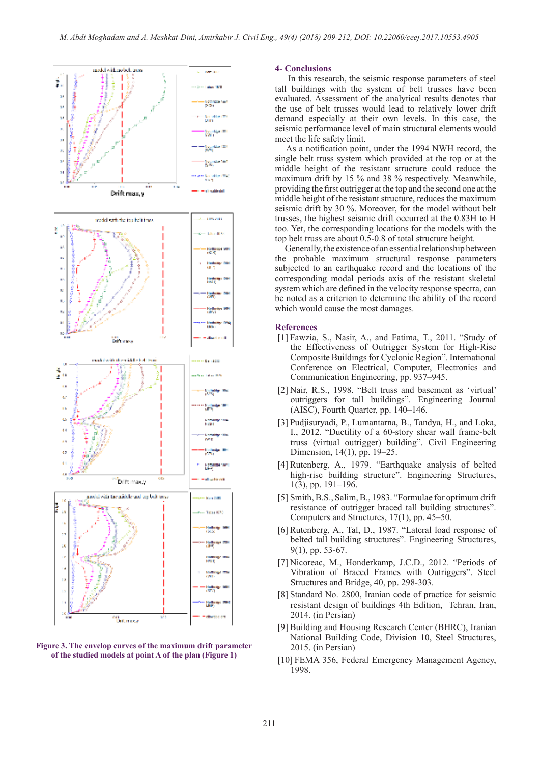## 4- Conclusions

In this research, the seismic response parameters of steel tall buildings with the system of belt trusses have been evaluated. Assessment of the analytical results denotes that the use of belt trusses would lead to relatively lower drift demand especially at their own levels. In this case, the seismic performance level of main structural elements would meet the life safety limit.

As a notification point, under the 1994 NWH record, the single belt truss system which provided at the top or at the middle height of the resistant structure could reduce the maximum drift by 15 % and 38 % respectively. Meanwhile, providing the first outrigger at the top and the second one at the middle height of the resistant structure, reduces the maximum seismic drift by 30 %. Moreover, for the model without belt trusses, the highest seismic drift occurred at the 0.83H to H too. Yet, the corresponding locations for the models with the top belt truss are about 0.5-0.8 of total structure height.

Generally, the existence of an essential relationship between the probable maximum structural response parameters subjected to an earthquake record and the locations of the corresponding modal periods axis of the resistant skeletal system which are defined in the velocity response spectra, can be noted as a criterion to determine the ability of the record which would cause the most damages.

Figure 3. The envelop curves of the maximum drift parameter of the studied models at point A of the plan (Figure 1)

## References

[1] Fawzia, S., Nasir, A., and Fatima, T., 2011. "Study of the Effectiveness of Outrigger System for High-Rise Composite Buildings for Cyclonic Region". International Conference on Electrical, Computer, Electronics and Communication Engineering, pp. 937–945.

[2] Nair, R.S., 1998. "Belt truss and basement as 'virtual' outriggers for tall buildings". Engineering Journal (AISC), Fourth Quarter, pp. 140–146.

[3] Pudjisuryadi, P., Lumantarna, B., Tandya, H., and Loka, I., 2012. "Ductility of a 60-story shear wall frame-belt truss (virtual outrigger) building". Civil Engineering Dimension, 14(1), pp. 19–25.

[4] Rutenberg, A., 1979. "Earthquake analysis of belted high-rise building structure". Engineering Structures, 1(3), pp. 191–196.

[5] Smith, B.S., Salim, B., 1983. "Formulae for optimum drift resistance of outrigger braced tall building structures". Computers and Structures, 17(1), pp. 45–50.

[6] Rutenberg, A., Tal, D., 1987. "Lateral load response of belted tall building structures". Engineering Structures, 9(1), pp. 53-67.

[7] Nicoreac, M., Honderkamp, J.C.D., 2012. "Periods of Vibration of Braced Frames with Outriggers". Steel Structures and Bridge, 40, pp. 298-303.

[8] Standard No. 2800, Iranian code of practice for seismic resistant design of buildings 4th Edition, Tehran, Iran, 2014. (in Persian)

[9] Building and Housing Research Center (BHRC), Iranian National Building Code, Division 10, Steel Structures, 2015. (in Persian)

[10] FEMA 356, Federal Emergency Management Agency, 1998.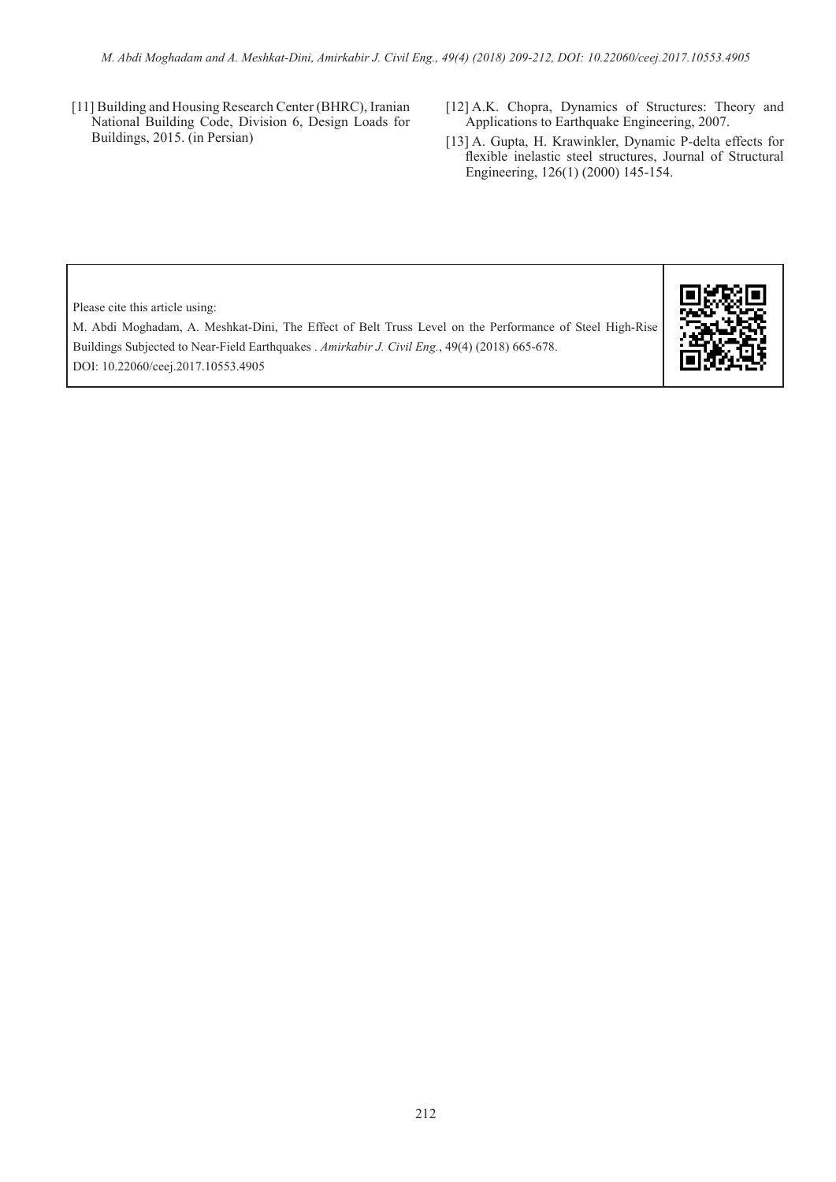[11] Building and Housing Research Center (BHRC), Iranian National Building Code, Division 6, Design Loads for Buildings, 2015. (in Persian)

[12] A.K. Chopra, Dynamics of Structures: Theory and Applications to Earthquake Engineering, 2007.

[13] A. Gupta, H. Krawinkler, Dynamic P-delta effects for flexible inelastic steel structures, Journal of Structural Engineering, 126(1) (2000) 145-154.

Please cite this article using:

M. Abdi Moghadam, A. Meshkat-Dini, The Effect of Belt Truss Level on the Performance of Steel High-Rise Buildings Subjected to Near-Field Earthquakes . *Amirkabir J. Civil Eng.*, 49(4) (2018) 665-678.

DOI: 10.22060/ceej.2017.10553.4905